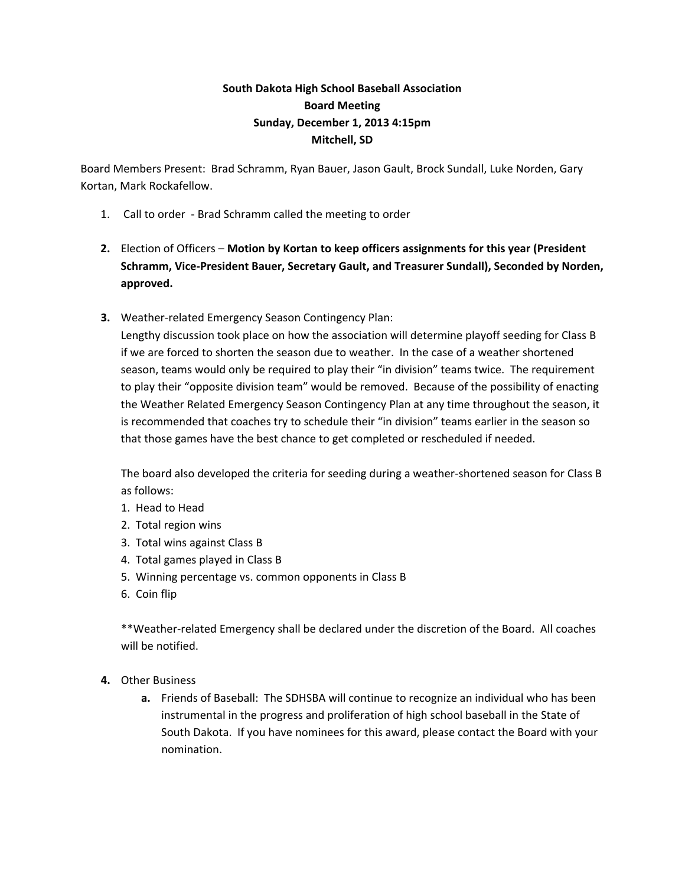**South Dakota High School Baseball Association**
**Board Meeting**
**Sunday, December 1, 2013 4:15pm**
**Mitchell, SD**

Board Members Present: Brad Schramm, Ryan Bauer, Jason Gault, Brock Sundall, Luke Norden, Gary Kortan, Mark Rockafellow.

1. Call to order - Brad Schramm called the meeting to order

2. Election of Officers – **Motion by Kortan to keep officers assignments for this year (President Schramm, Vice-President Bauer, Secretary Gault, and Treasurer Sundall), Seconded by Norden, approved.**

3. Weather-related Emergency Season Contingency Plan:
   Lengthy discussion took place on how the association will determine playoff seeding for Class B if we are forced to shorten the season due to weather. In the case of a weather shortened season, teams would only be required to play their "in division" teams twice. The requirement to play their "opposite division team" would be removed. Because of the possibility of enacting the Weather Related Emergency Season Contingency Plan at any time throughout the season, it is recommended that coaches try to schedule their "in division" teams earlier in the season so that those games have the best chance to get completed or rescheduled if needed.

   The board also developed the criteria for seeding during a weather-shortened season for Class B as follows:
   1. Head to Head
   2. Total region wins
   3. Total wins against Class B
   4. Total games played in Class B
   5. Winning percentage vs. common opponents in Class B
   6. Coin flip

   **Weather-related Emergency shall be declared under the discretion of the Board. All coaches will be notified.

4. Other Business
   a. Friends of Baseball: The SDHSBA will continue to recognize an individual who has been instrumental in the progress and proliferation of high school baseball in the State of South Dakota. If you have nominees for this award, please contact the Board with your nomination.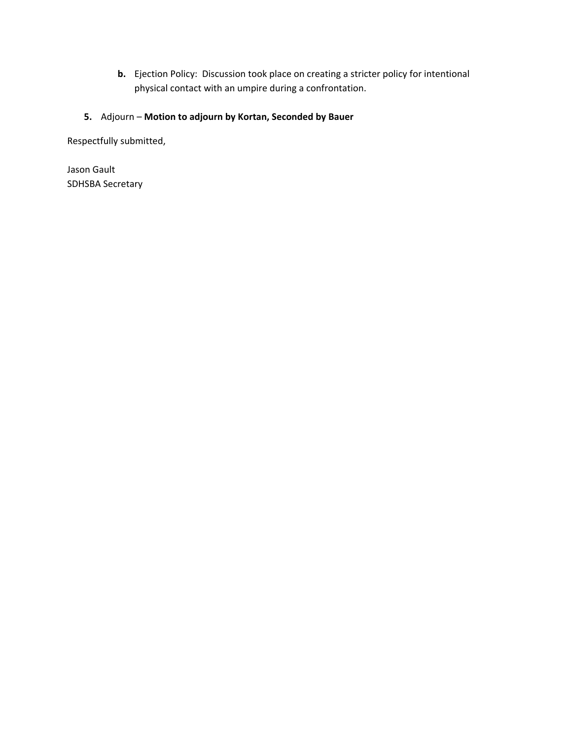b. Ejection Policy: Discussion took place on creating a stricter policy for intentional physical contact with an umpire during a confrontation.

5. Adjourn – **Motion to adjourn by Kortan, Seconded by Bauer**

Respectfully submitted,

Jason Gault
SDHSBA Secretary